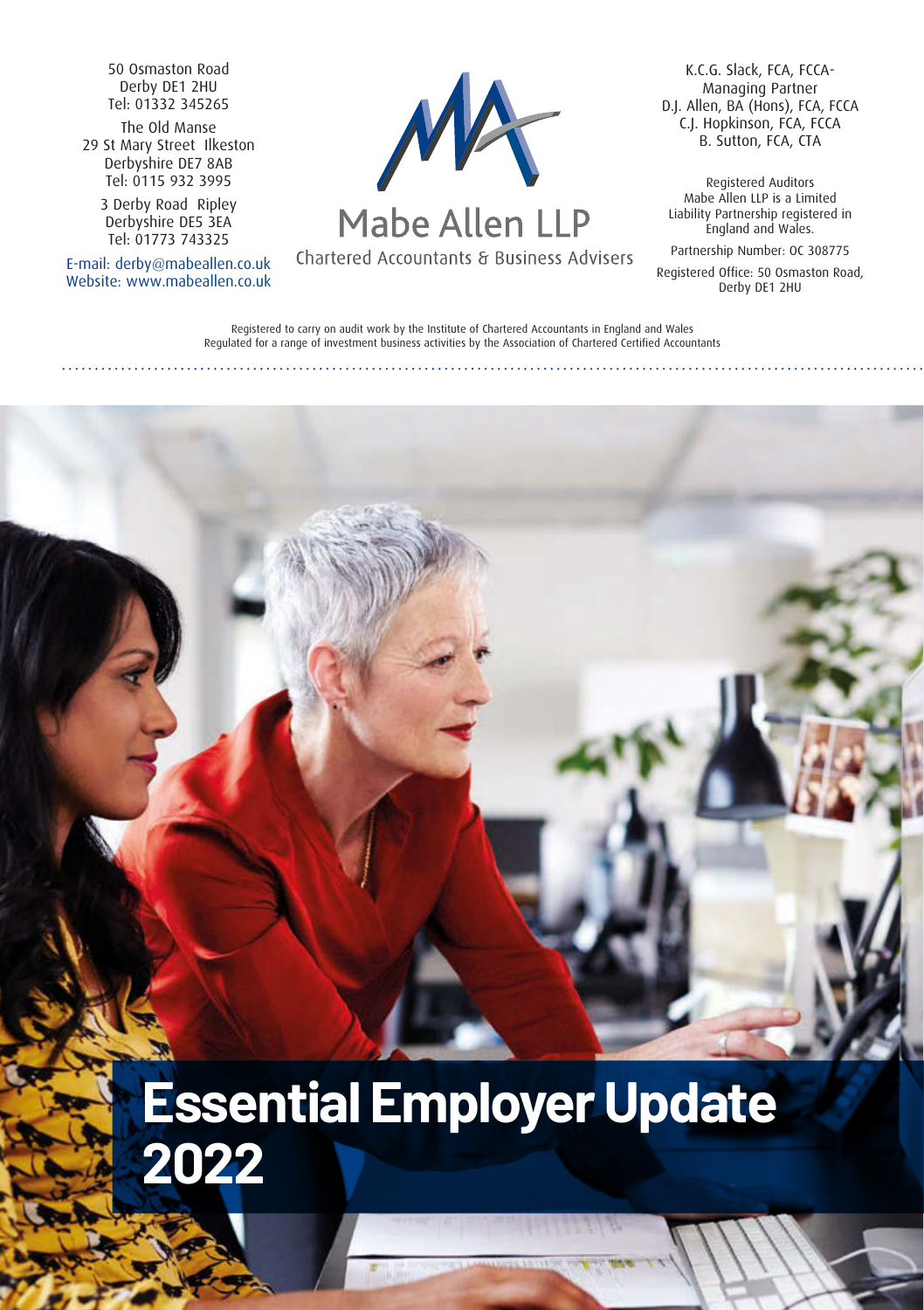50 Osmaston Road
Derby DE1 2HU
Tel: 01332 345265

The Old Manse
29 St Mary Street Ilkeston
Derbyshire DE7 8AB
Tel: 0115 932 3995

3 Derby Road Ripley
Derbyshire DE5 3EA
Tel: 01773 743325

E-mail: derby@mabeallen.co.uk
Website: www.mabeallen.co.uk

**Mabe Allen LLP**
Chartered Accountants & Business Advisers

K.C.G. Slack, FCA, FCCA- Managing Partner
D.J. Allen, BA (Hons), FCA, FCCA
C.J. Hopkinson, FCA, FCCA
B. Sutton, FCA, CTA

Registered Auditors
Mabe Allen LLP is a Limited Liability Partnership registered in England and Wales.

Partnership Number: OC 308775

Registered Office: 50 Osmaston Road, Derby DE1 2HU

Registered to carry on audit work by the Institute of Chartered Accountants in England and Wales
Regulated for a range of investment business activities by the Association of Chartered Certified Accountants

# Essential Employer Update 2022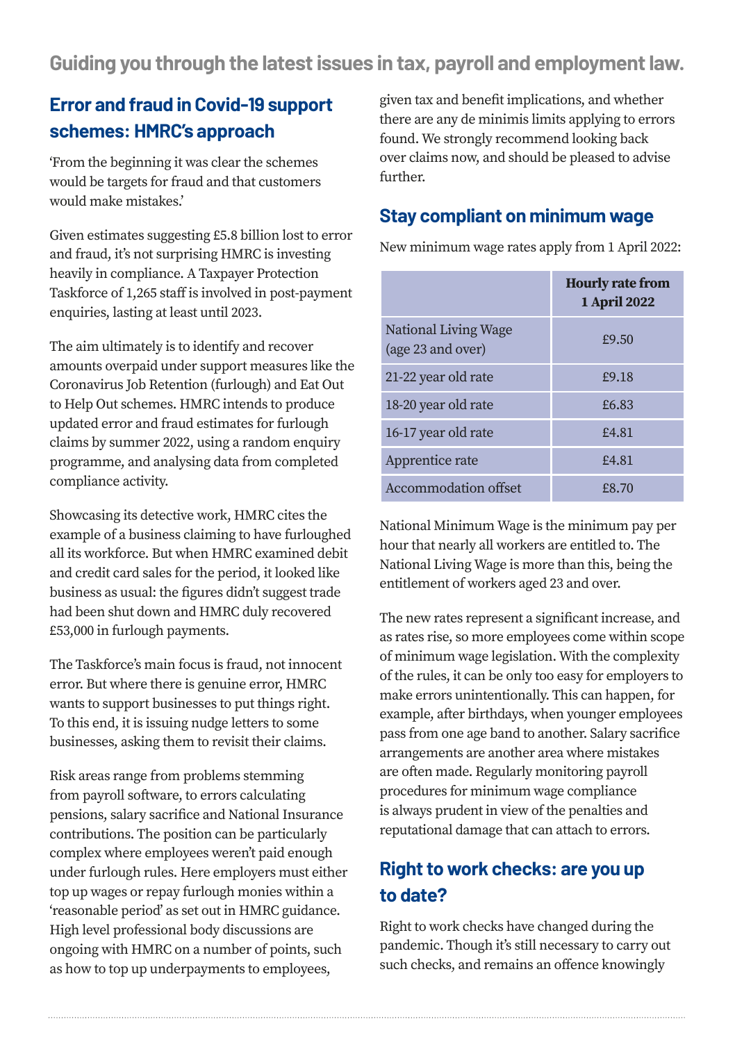## Guiding you through the latest issues in tax, payroll and employment law.

### Error and fraud in Covid-19 support schemes: HMRC's approach

'From the beginning it was clear the schemes would be targets for fraud and that customers would make mistakes.'

Given estimates suggesting £5.8 billion lost to error and fraud, it's not surprising HMRC is investing heavily in compliance. A Taxpayer Protection Taskforce of 1,265 staff is involved in post-payment enquiries, lasting at least until 2023.

The aim ultimately is to identify and recover amounts overpaid under support measures like the Coronavirus Job Retention (furlough) and Eat Out to Help Out schemes. HMRC intends to produce updated error and fraud estimates for furlough claims by summer 2022, using a random enquiry programme, and analysing data from completed compliance activity.

Showcasing its detective work, HMRC cites the example of a business claiming to have furloughed all its workforce. But when HMRC examined debit and credit card sales for the period, it looked like business as usual: the figures didn't suggest trade had been shut down and HMRC duly recovered £53,000 in furlough payments.

The Taskforce's main focus is fraud, not innocent error. But where there is genuine error, HMRC wants to support businesses to put things right. To this end, it is issuing nudge letters to some businesses, asking them to revisit their claims.

Risk areas range from problems stemming from payroll software, to errors calculating pensions, salary sacrifice and National Insurance contributions. The position can be particularly complex where employees weren't paid enough under furlough rules. Here employers must either top up wages or repay furlough monies within a 'reasonable period' as set out in HMRC guidance. High level professional body discussions are ongoing with HMRC on a number of points, such as how to top up underpayments to employees, given tax and benefit implications, and whether there are any de minimis limits applying to errors found. We strongly recommend looking back over claims now, and should be pleased to advise further.

### Stay compliant on minimum wage

New minimum wage rates apply from 1 April 2022:

| | Hourly rate from 1 April 2022 |
|---|---|
| National Living Wage (age 23 and over) | £9.50 |
| 21-22 year old rate | £9.18 |
| 18-20 year old rate | £6.83 |
| 16-17 year old rate | £4.81 |
| Apprentice rate | £4.81 |
| Accommodation offset | £8.70 |

National Minimum Wage is the minimum pay per hour that nearly all workers are entitled to. The National Living Wage is more than this, being the entitlement of workers aged 23 and over.

The new rates represent a significant increase, and as rates rise, so more employees come within scope of minimum wage legislation. With the complexity of the rules, it can be only too easy for employers to make errors unintentionally. This can happen, for example, after birthdays, when younger employees pass from one age band to another. Salary sacrifice arrangements are another area where mistakes are often made. Regularly monitoring payroll procedures for minimum wage compliance is always prudent in view of the penalties and reputational damage that can attach to errors.

### Right to work checks: are you up to date?

Right to work checks have changed during the pandemic. Though it's still necessary to carry out such checks, and remains an offence knowingly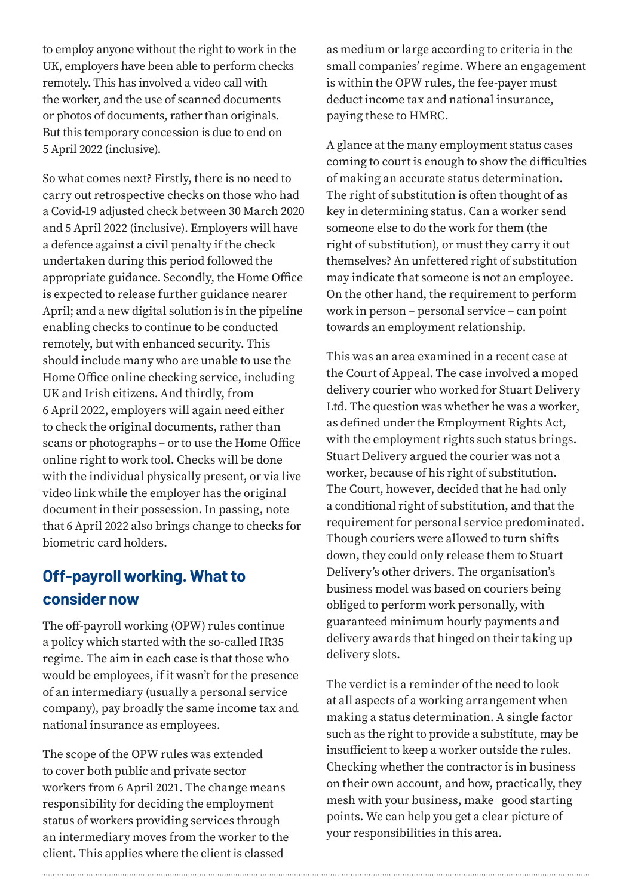to employ anyone without the right to work in the UK, employers have been able to perform checks remotely. This has involved a video call with the worker, and the use of scanned documents or photos of documents, rather than originals. But this temporary concession is due to end on 5 April 2022 (inclusive).

So what comes next? Firstly, there is no need to carry out retrospective checks on those who had a Covid-19 adjusted check between 30 March 2020 and 5 April 2022 (inclusive). Employers will have a defence against a civil penalty if the check undertaken during this period followed the appropriate guidance. Secondly, the Home Office is expected to release further guidance nearer April; and a new digital solution is in the pipeline enabling checks to continue to be conducted remotely, but with enhanced security. This should include many who are unable to use the Home Office online checking service, including UK and Irish citizens. And thirdly, from 6 April 2022, employers will again need either to check the original documents, rather than scans or photographs – or to use the Home Office online right to work tool. Checks will be done with the individual physically present, or via live video link while the employer has the original document in their possession. In passing, note that 6 April 2022 also brings change to checks for biometric card holders.

## Off-payroll working. What to consider now

The off-payroll working (OPW) rules continue a policy which started with the so-called IR35 regime. The aim in each case is that those who would be employees, if it wasn't for the presence of an intermediary (usually a personal service company), pay broadly the same income tax and national insurance as employees.

The scope of the OPW rules was extended to cover both public and private sector workers from 6 April 2021. The change means responsibility for deciding the employment status of workers providing services through an intermediary moves from the worker to the client. This applies where the client is classed as medium or large according to criteria in the small companies' regime. Where an engagement is within the OPW rules, the fee-payer must deduct income tax and national insurance, paying these to HMRC.

A glance at the many employment status cases coming to court is enough to show the difficulties of making an accurate status determination. The right of substitution is often thought of as key in determining status. Can a worker send someone else to do the work for them (the right of substitution), or must they carry it out themselves? An unfettered right of substitution may indicate that someone is not an employee. On the other hand, the requirement to perform work in person – personal service – can point towards an employment relationship.

This was an area examined in a recent case at the Court of Appeal. The case involved a moped delivery courier who worked for Stuart Delivery Ltd. The question was whether he was a worker, as defined under the Employment Rights Act, with the employment rights such status brings. Stuart Delivery argued the courier was not a worker, because of his right of substitution. The Court, however, decided that he had only a conditional right of substitution, and that the requirement for personal service predominated. Though couriers were allowed to turn shifts down, they could only release them to Stuart Delivery's other drivers. The organisation's business model was based on couriers being obliged to perform work personally, with guaranteed minimum hourly payments and delivery awards that hinged on their taking up delivery slots.

The verdict is a reminder of the need to look at all aspects of a working arrangement when making a status determination. A single factor such as the right to provide a substitute, may be insufficient to keep a worker outside the rules. Checking whether the contractor is in business on their own account, and how, practically, they mesh with your business, make good starting points. We can help you get a clear picture of your responsibilities in this area.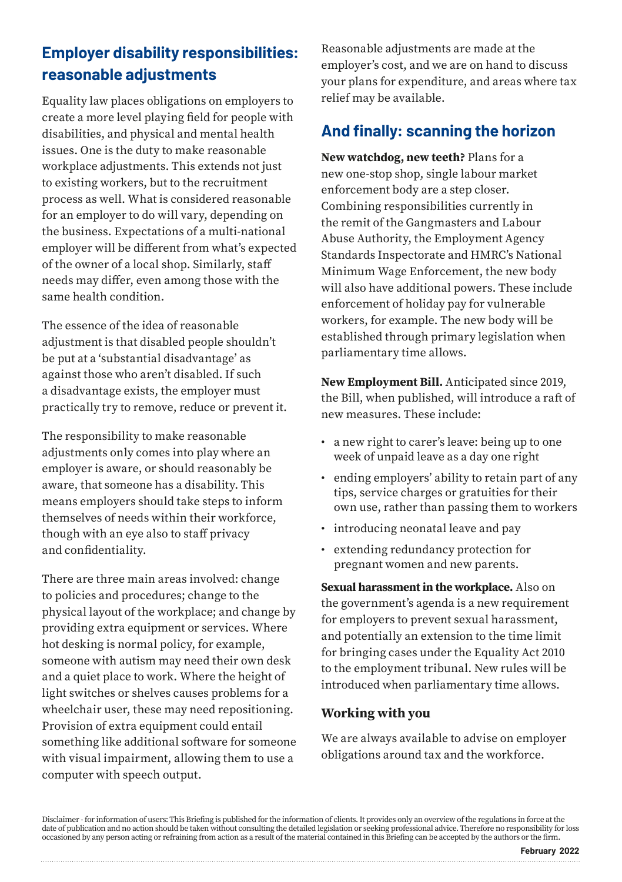## Employer disability responsibilities: reasonable adjustments

Equality law places obligations on employers to create a more level playing field for people with disabilities, and physical and mental health issues. One is the duty to make reasonable workplace adjustments. This extends not just to existing workers, but to the recruitment process as well. What is considered reasonable for an employer to do will vary, depending on the business. Expectations of a multi-national employer will be different from what's expected of the owner of a local shop. Similarly, staff needs may differ, even among those with the same health condition.

The essence of the idea of reasonable adjustment is that disabled people shouldn't be put at a 'substantial disadvantage' as against those who aren't disabled. If such a disadvantage exists, the employer must practically try to remove, reduce or prevent it.

The responsibility to make reasonable adjustments only comes into play where an employer is aware, or should reasonably be aware, that someone has a disability. This means employers should take steps to inform themselves of needs within their workforce, though with an eye also to staff privacy and confidentiality.

There are three main areas involved: change to policies and procedures; change to the physical layout of the workplace; and change by providing extra equipment or services. Where hot desking is normal policy, for example, someone with autism may need their own desk and a quiet place to work. Where the height of light switches or shelves causes problems for a wheelchair user, these may need repositioning. Provision of extra equipment could entail something like additional software for someone with visual impairment, allowing them to use a computer with speech output.

Reasonable adjustments are made at the employer's cost, and we are on hand to discuss your plans for expenditure, and areas where tax relief may be available.

## And finally: scanning the horizon

**New watchdog, new teeth?** Plans for a new one-stop shop, single labour market enforcement body are a step closer. Combining responsibilities currently in the remit of the Gangmasters and Labour Abuse Authority, the Employment Agency Standards Inspectorate and HMRC's National Minimum Wage Enforcement, the new body will also have additional powers. These include enforcement of holiday pay for vulnerable workers, for example. The new body will be established through primary legislation when parliamentary time allows.

**New Employment Bill.** Anticipated since 2019, the Bill, when published, will introduce a raft of new measures. These include:

- a new right to carer's leave: being up to one week of unpaid leave as a day one right
- ending employers' ability to retain part of any tips, service charges or gratuities for their own use, rather than passing them to workers
- introducing neonatal leave and pay
- extending redundancy protection for pregnant women and new parents.

**Sexual harassment in the workplace.** Also on the government's agenda is a new requirement for employers to prevent sexual harassment, and potentially an extension to the time limit for bringing cases under the Equality Act 2010 to the employment tribunal. New rules will be introduced when parliamentary time allows.

### Working with you

We are always available to advise on employer obligations around tax and the workforce.

Disclaimer - for information of users: This Briefing is published for the information of clients. It provides only an overview of the regulations in force at the date of publication and no action should be taken without consulting the detailed legislation or seeking professional advice. Therefore no responsibility for loss occasioned by any person acting or refraining from action as a result of the material contained in this Briefing can be accepted by the authors or the firm.

February 2022